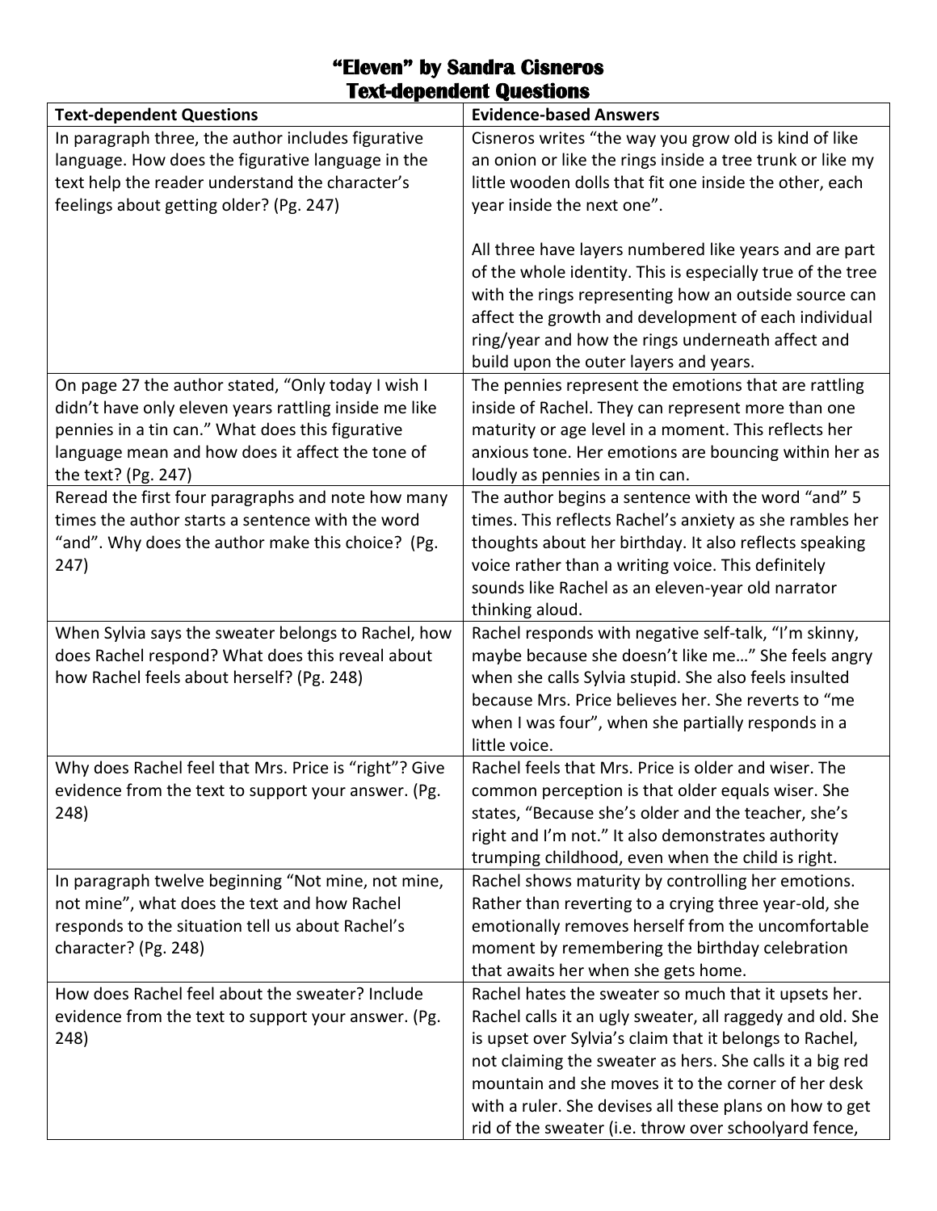# "Eleven" by Sandra Cisneros
## Text-dependent Questions

| Text-dependent Questions | Evidence-based Answers |
|---|---|
| In paragraph three, the author includes figurative language. How does the figurative language in the text help the reader understand the character's feelings about getting older? (Pg. 247) | Cisneros writes "the way you grow old is kind of like an onion or like the rings inside a tree trunk or like my little wooden dolls that fit one inside the other, each year inside the next one".<br><br>All three have layers numbered like years and are part of the whole identity. This is especially true of the tree with the rings representing how an outside source can affect the growth and development of each individual ring/year and how the rings underneath affect and build upon the outer layers and years. |
| On page 27 the author stated, "Only today I wish I didn't have only eleven years rattling inside me like pennies in a tin can." What does this figurative language mean and how does it affect the tone of the text? (Pg. 247) | The pennies represent the emotions that are rattling inside of Rachel. They can represent more than one maturity or age level in a moment. This reflects her anxious tone. Her emotions are bouncing within her as loudly as pennies in a tin can. |
| Reread the first four paragraphs and note how many times the author starts a sentence with the word "and". Why does the author make this choice? (Pg. 247) | The author begins a sentence with the word "and" 5 times. This reflects Rachel's anxiety as she rambles her thoughts about her birthday. It also reflects speaking voice rather than a writing voice. This definitely sounds like Rachel as an eleven-year old narrator thinking aloud. |
| When Sylvia says the sweater belongs to Rachel, how does Rachel respond? What does this reveal about how Rachel feels about herself? (Pg. 248) | Rachel responds with negative self-talk, "I'm skinny, maybe because she doesn't like me…" She feels angry when she calls Sylvia stupid. She also feels insulted because Mrs. Price believes her. She reverts to "me when I was four", when she partially responds in a little voice. |
| Why does Rachel feel that Mrs. Price is "right"? Give evidence from the text to support your answer. (Pg. 248) | Rachel feels that Mrs. Price is older and wiser. The common perception is that older equals wiser. She states, "Because she's older and the teacher, she's right and I'm not." It also demonstrates authority trumping childhood, even when the child is right. |
| In paragraph twelve beginning "Not mine, not mine, not mine", what does the text and how Rachel responds to the situation tell us about Rachel's character? (Pg. 248) | Rachel shows maturity by controlling her emotions. Rather than reverting to a crying three year-old, she emotionally removes herself from the uncomfortable moment by remembering the birthday celebration that awaits her when she gets home. |
| How does Rachel feel about the sweater? Include evidence from the text to support your answer. (Pg. 248) | Rachel hates the sweater so much that it upsets her. Rachel calls it an ugly sweater, all raggedy and old. She is upset over Sylvia's claim that it belongs to Rachel, not claiming the sweater as hers. She calls it a big red mountain and she moves it to the corner of her desk with a ruler. She devises all these plans on how to get rid of the sweater (i.e. throw over schoolyard fence, |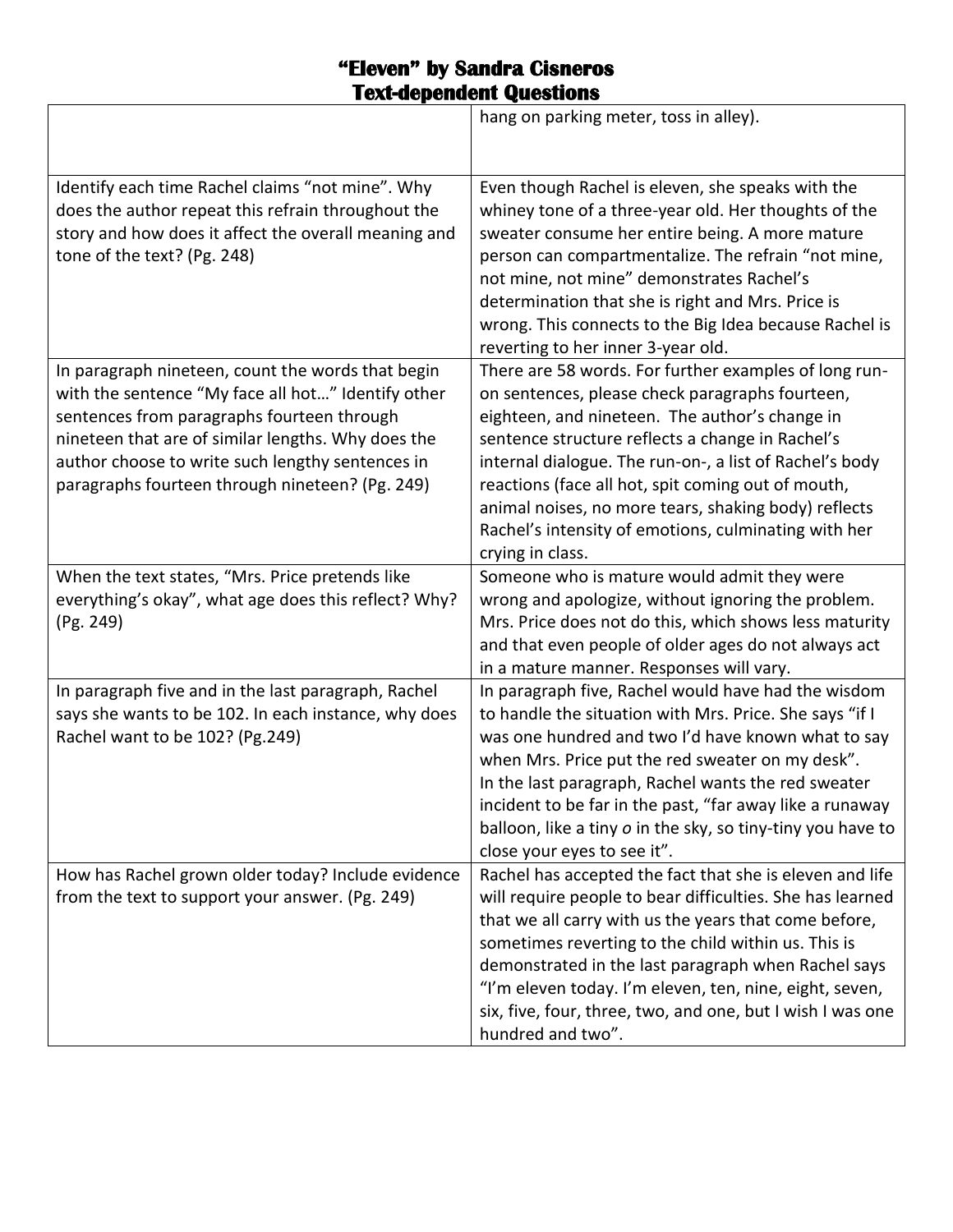# "Eleven" by Sandra Cisneros
# Text-dependent Questions

| | |
|---|---|
| | hang on parking meter, toss in alley). |
| Identify each time Rachel claims "not mine". Why does the author repeat this refrain throughout the story and how does it affect the overall meaning and tone of the text? (Pg. 248) | Even though Rachel is eleven, she speaks with the whiney tone of a three-year old. Her thoughts of the sweater consume her entire being. A more mature person can compartmentalize. The refrain "not mine, not mine, not mine" demonstrates Rachel's determination that she is right and Mrs. Price is wrong. This connects to the Big Idea because Rachel is reverting to her inner 3-year old. |
| In paragraph nineteen, count the words that begin with the sentence "My face all hot…" Identify other sentences from paragraphs fourteen through nineteen that are of similar lengths. Why does the author choose to write such lengthy sentences in paragraphs fourteen through nineteen? (Pg. 249) | There are 58 words. For further examples of long run-on sentences, please check paragraphs fourteen, eighteen, and nineteen. The author's change in sentence structure reflects a change in Rachel's internal dialogue. The run-on-, a list of Rachel's body reactions (face all hot, spit coming out of mouth, animal noises, no more tears, shaking body) reflects Rachel's intensity of emotions, culminating with her crying in class. |
| When the text states, "Mrs. Price pretends like everything's okay", what age does this reflect? Why? (Pg. 249) | Someone who is mature would admit they were wrong and apologize, without ignoring the problem. Mrs. Price does not do this, which shows less maturity and that even people of older ages do not always act in a mature manner. Responses will vary. |
| In paragraph five and in the last paragraph, Rachel says she wants to be 102. In each instance, why does Rachel want to be 102? (Pg.249) | In paragraph five, Rachel would have had the wisdom to handle the situation with Mrs. Price. She says "if I was one hundred and two I'd have known what to say when Mrs. Price put the red sweater on my desk". In the last paragraph, Rachel wants the red sweater incident to be far in the past, "far away like a runaway balloon, like a tiny *o* in the sky, so tiny-tiny you have to close your eyes to see it". |
| How has Rachel grown older today? Include evidence from the text to support your answer. (Pg. 249) | Rachel has accepted the fact that she is eleven and life will require people to bear difficulties. She has learned that we all carry with us the years that come before, sometimes reverting to the child within us. This is demonstrated in the last paragraph when Rachel says "I'm eleven today. I'm eleven, ten, nine, eight, seven, six, five, four, three, two, and one, but I wish I was one hundred and two". |